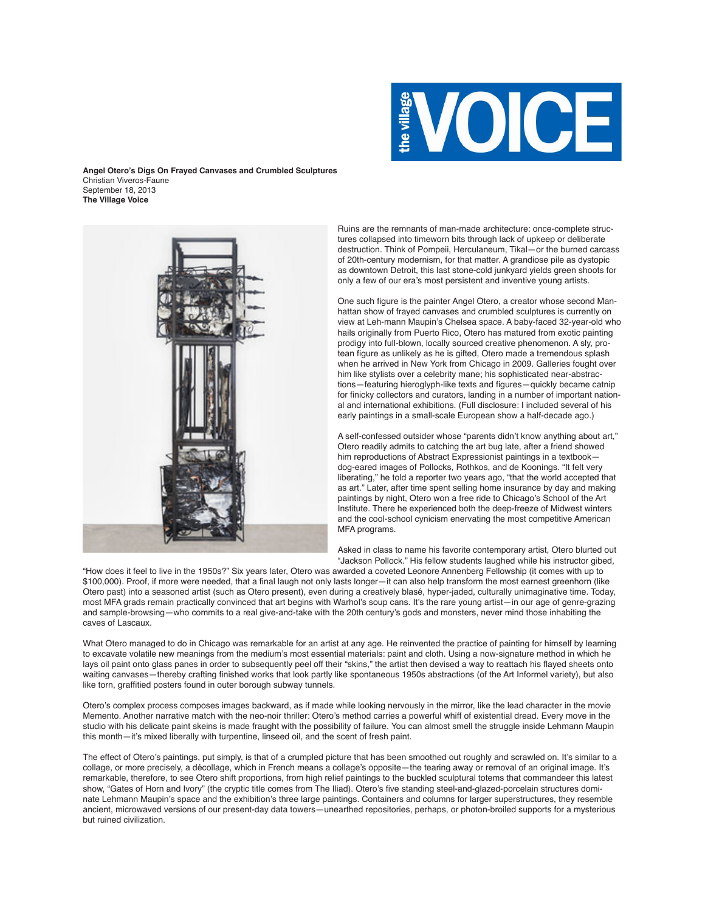**Angel Otero's Digs On Frayed Canvases and Crumbled Sculptures**
Christian Viveros-Faune
September 18, 2013
**The Village Voice**

Ruins are the remnants of man-made architecture: once-complete structures collapsed into timeworn bits through lack of upkeep or deliberate destruction. Think of Pompeii, Herculaneum, Tikal—or the burned carcass of 20th-century modernism, for that matter. A grandiose pile as dystopic as downtown Detroit, this last stone-cold junkyard yields green shoots for only a few of our era's most persistent and inventive young artists.

One such figure is the painter Angel Otero, a creator whose second Manhattan show of frayed canvases and crumbled sculptures is currently on view at Leh-mann Maupin's Chelsea space. A baby-faced 32-year-old who hails originally from Puerto Rico, Otero has matured from exotic painting prodigy into full-blown, locally sourced creative phenomenon. A sly, protean figure as unlikely as he is gifted, Otero made a tremendous splash when he arrived in New York from Chicago in 2009. Galleries fought over him like stylists over a celebrity mane; his sophisticated near-abstractions—featuring hieroglyph-like texts and figures—quickly became catnip for finicky collectors and curators, landing in a number of important national and international exhibitions. (Full disclosure: I included several of his early paintings in a small-scale European show a half-decade ago.)

A self-confessed outsider whose "parents didn't know anything about art," Otero readily admits to catching the art bug late, after a friend showed him reproductions of Abstract Expressionist paintings in a textbook—dog-eared images of Pollocks, Rothkos, and de Koonings. "It felt very liberating," he told a reporter two years ago, "that the world accepted that as art." Later, after time spent selling home insurance by day and making paintings by night, Otero won a free ride to Chicago's School of the Art Institute. There he experienced both the deep-freeze of Midwest winters and the cool-school cynicism enervating the most competitive American MFA programs.

Asked in class to name his favorite contemporary artist, Otero blurted out "Jackson Pollock." His fellow students laughed while his instructor gibed, "How does it feel to live in the 1950s?" Six years later, Otero was awarded a coveted Leonore Annenberg Fellowship (it comes with up to $100,000). Proof, if more were needed, that a final laugh not only lasts longer—it can also help transform the most earnest greenhorn (like Otero past) into a seasoned artist (such as Otero present), even during a creatively blasé, hyper-jaded, culturally unimaginative time. Today, most MFA grads remain practically convinced that art begins with Warhol's soup cans. It's the rare young artist—in our age of genre-grazing and sample-browsing—who commits to a real give-and-take with the 20th century's gods and monsters, never mind those inhabiting the caves of Lascaux.

What Otero managed to do in Chicago was remarkable for an artist at any age. He reinvented the practice of painting for himself by learning to excavate volatile new meanings from the medium's most essential materials: paint and cloth. Using a now-signature method in which he lays oil paint onto glass panes in order to subsequently peel off their "skins," the artist then devised a way to reattach his flayed sheets onto waiting canvases—thereby crafting finished works that look partly like spontaneous 1950s abstractions (of the Art Informel variety), but also like torn, graffitied posters found in outer borough subway tunnels.

Otero's complex process composes images backward, as if made while looking nervously in the mirror, like the lead character in the movie Memento. Another narrative match with the neo-noir thriller: Otero's method carries a powerful whiff of existential dread. Every move in the studio with his delicate paint skeins is made fraught with the possibility of failure. You can almost smell the struggle inside Lehmann Maupin this month—it's mixed liberally with turpentine, linseed oil, and the scent of fresh paint.

The effect of Otero's paintings, put simply, is that of a crumpled picture that has been smoothed out roughly and scrawled on. It's similar to a collage, or more precisely, a décollage, which in French means a collage's opposite—the tearing away or removal of an original image. It's remarkable, therefore, to see Otero shift proportions, from high relief paintings to the buckled sculptural totems that commandeer this latest show, "Gates of Horn and Ivory" (the cryptic title comes from The Iliad). Otero's five standing steel-and-glazed-porcelain structures dominate Lehmann Maupin's space and the exhibition's three large paintings. Containers and columns for larger superstructures, they resemble ancient, microwaved versions of our present-day data towers—unearthed repositories, perhaps, or photon-broiled supports for a mysterious but ruined civilization.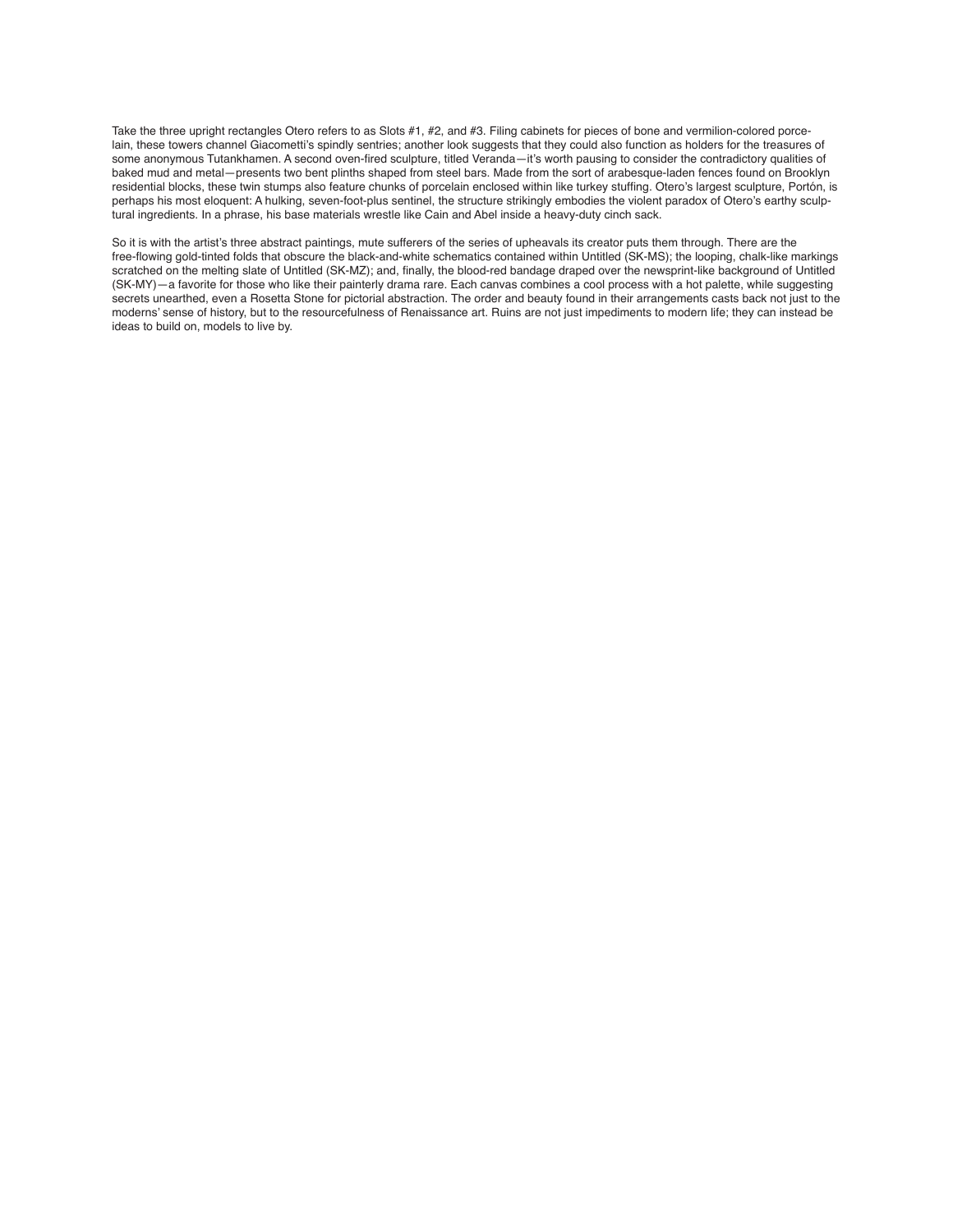Take the three upright rectangles Otero refers to as Slots #1, #2, and #3. Filing cabinets for pieces of bone and vermilion-colored porcelain, these towers channel Giacometti's spindly sentries; another look suggests that they could also function as holders for the treasures of some anonymous Tutankhamen. A second oven-fired sculpture, titled Veranda—it's worth pausing to consider the contradictory qualities of baked mud and metal—presents two bent plinths shaped from steel bars. Made from the sort of arabesque-laden fences found on Brooklyn residential blocks, these twin stumps also feature chunks of porcelain enclosed within like turkey stuffing. Otero's largest sculpture, Portón, is perhaps his most eloquent: A hulking, seven-foot-plus sentinel, the structure strikingly embodies the violent paradox of Otero's earthy sculptural ingredients. In a phrase, his base materials wrestle like Cain and Abel inside a heavy-duty cinch sack.

So it is with the artist's three abstract paintings, mute sufferers of the series of upheavals its creator puts them through. There are the free-flowing gold-tinted folds that obscure the black-and-white schematics contained within Untitled (SK-MS); the looping, chalk-like markings scratched on the melting slate of Untitled (SK-MZ); and, finally, the blood-red bandage draped over the newsprint-like background of Untitled (SK-MY)—a favorite for those who like their painterly drama rare. Each canvas combines a cool process with a hot palette, while suggesting secrets unearthed, even a Rosetta Stone for pictorial abstraction. The order and beauty found in their arrangements casts back not just to the moderns' sense of history, but to the resourcefulness of Renaissance art. Ruins are not just impediments to modern life; they can instead be ideas to build on, models to live by.